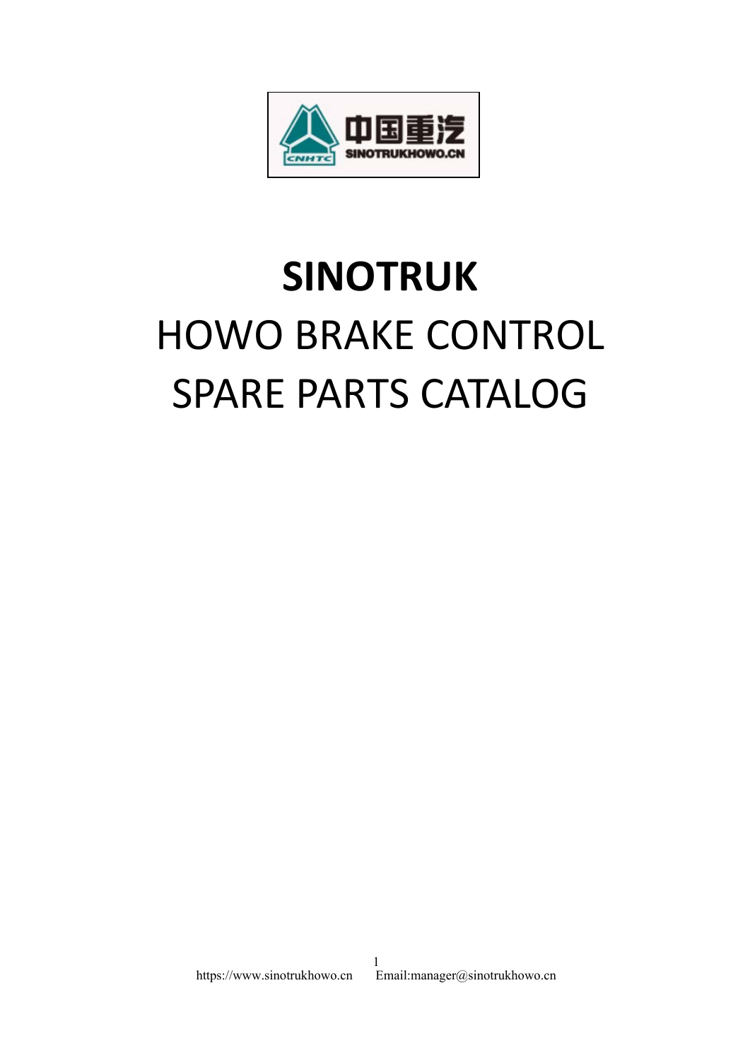# SINOTRUK

## HOWO BRAKE CONTROL SPARE PARTS CATALOG

https://www.sinotrukhowo.cn Email:manager@sinotrukhowo.cn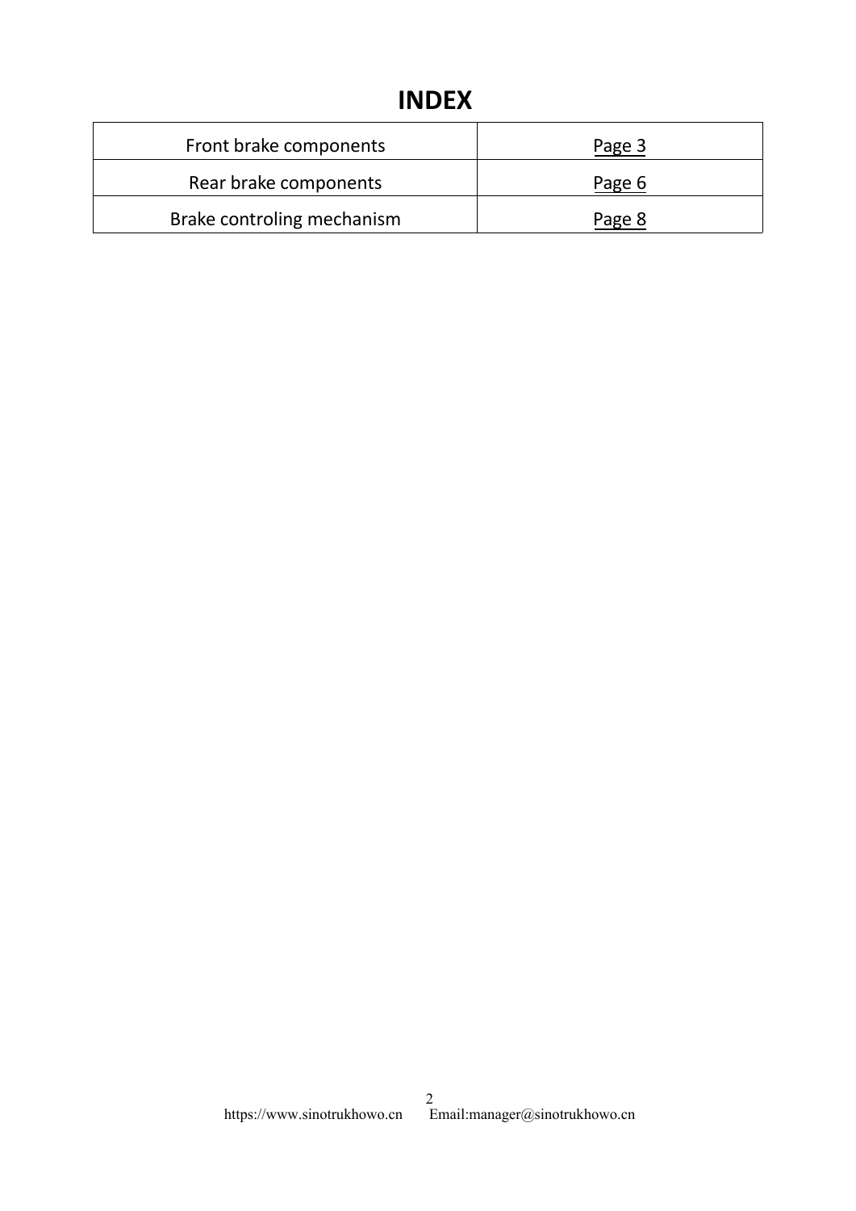# INDEX

| | |
|---|---|
| Front brake components | Page 3 |
| Rear brake components | Page 6 |
| Brake controling mechanism | Page 8 |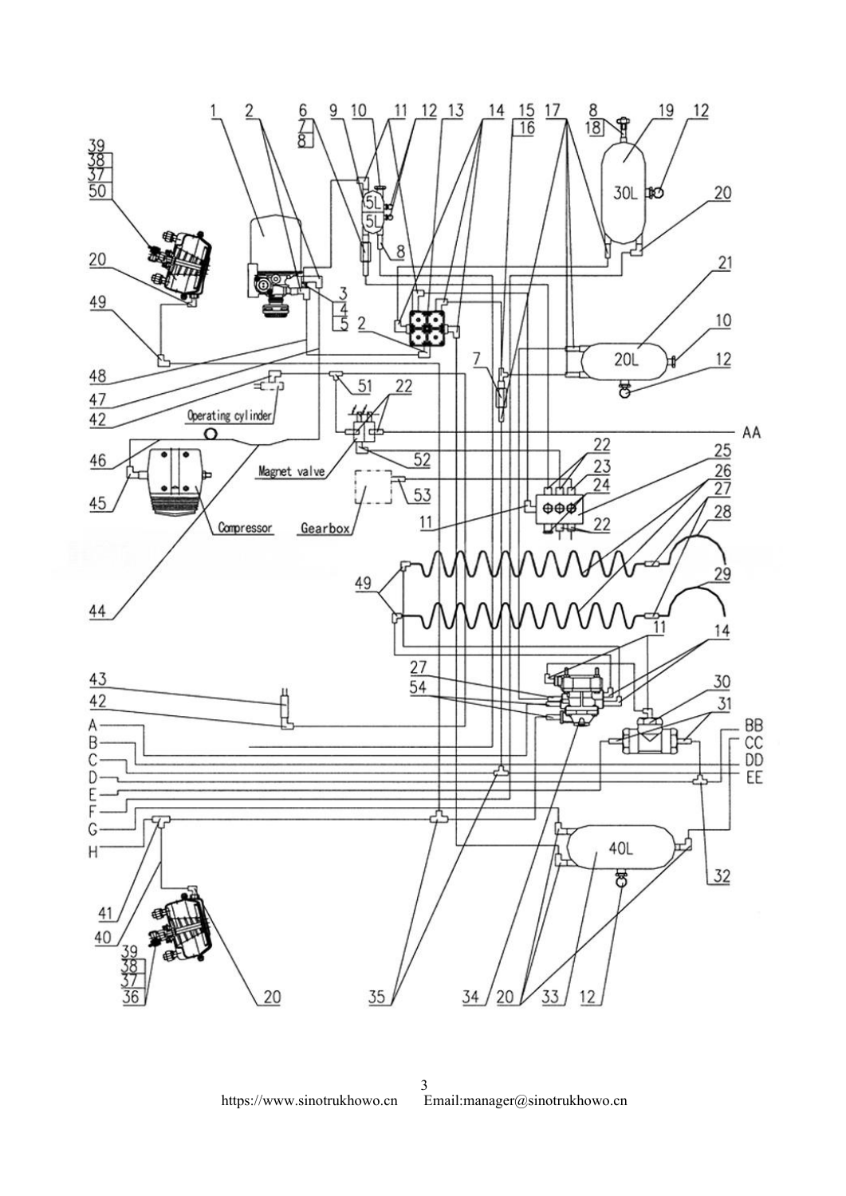1 2 6 7 8 9 10 11 12 13 14 15 16 17 8 18 19 12

39 38 37 50

30L

5L

5L

20

20

49

3 4 5

8

2

21

10

20L

7

12

48

47

42

51

22

Operating cylinder

46

Magnet valve

AA

22

23

24

25

52

26

45

Compressor

Gearbox

53

11

22

27

28

49

44

29

11

14

27

54

30

43

31

42

BB

A

CC

B

DD

C

D

EE

E

F

G

40L

H

32

41

40

39 38 37 36

20

35

34

20

33

12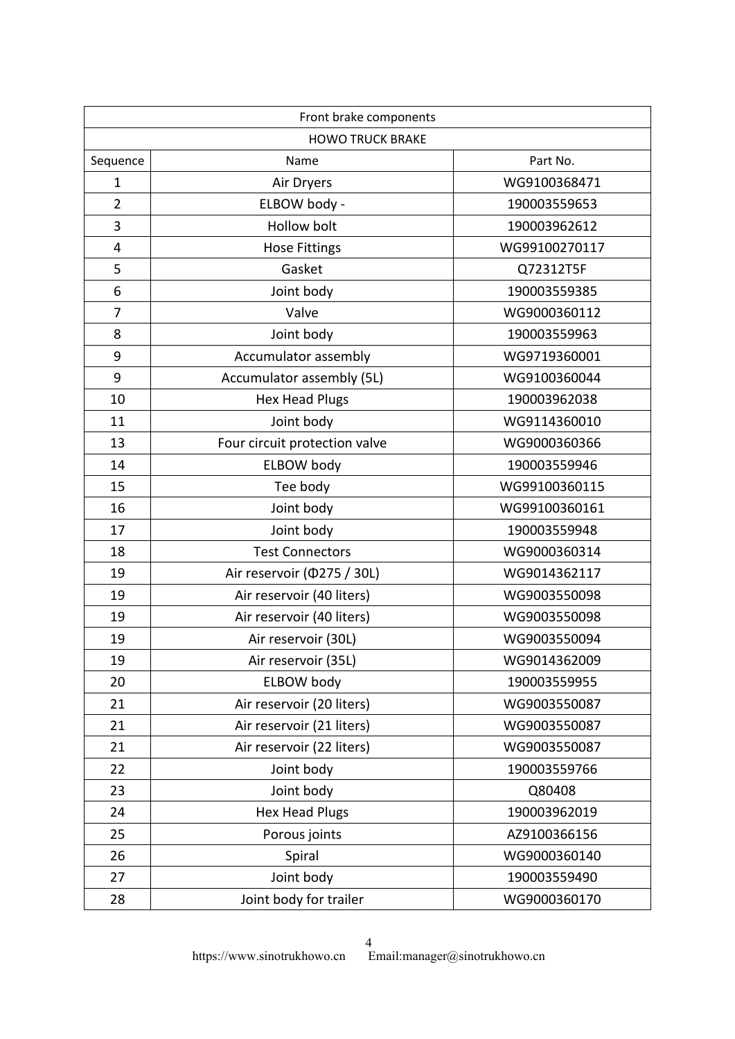| Front brake components | | |
|---|---|---|
| HOWO TRUCK BRAKE | | |
| Sequence | Name | Part No. |
| 1 | Air Dryers | WG9100368471 |
| 2 | ELBOW body - | 190003559653 |
| 3 | Hollow bolt | 190003962612 |
| 4 | Hose Fittings | WG99100270117 |
| 5 | Gasket | Q72312T5F |
| 6 | Joint body | 190003559385 |
| 7 | Valve | WG9000360112 |
| 8 | Joint body | 190003559963 |
| 9 | Accumulator assembly | WG9719360001 |
| 9 | Accumulator assembly (5L) | WG9100360044 |
| 10 | Hex Head Plugs | 190003962038 |
| 11 | Joint body | WG9114360010 |
| 13 | Four circuit protection valve | WG9000360366 |
| 14 | ELBOW body | 190003559946 |
| 15 | Tee body | WG99100360115 |
| 16 | Joint body | WG99100360161 |
| 17 | Joint body | 190003559948 |
| 18 | Test Connectors | WG9000360314 |
| 19 | Air reservoir (Φ275 / 30L) | WG9014362117 |
| 19 | Air reservoir (40 liters) | WG9003550098 |
| 19 | Air reservoir (40 liters) | WG9003550098 |
| 19 | Air reservoir (30L) | WG9003550094 |
| 19 | Air reservoir (35L) | WG9014362009 |
| 20 | ELBOW body | 190003559955 |
| 21 | Air reservoir (20 liters) | WG9003550087 |
| 21 | Air reservoir (21 liters) | WG9003550087 |
| 21 | Air reservoir (22 liters) | WG9003550087 |
| 22 | Joint body | 190003559766 |
| 23 | Joint body | Q80408 |
| 24 | Hex Head Plugs | 190003962019 |
| 25 | Porous joints | AZ9100366156 |
| 26 | Spiral | WG9000360140 |
| 27 | Joint body | 190003559490 |
| 28 | Joint body for trailer | WG9000360170 |

https://www.sinotrukhowo.cn Email:manager@sinotrukhowo.cn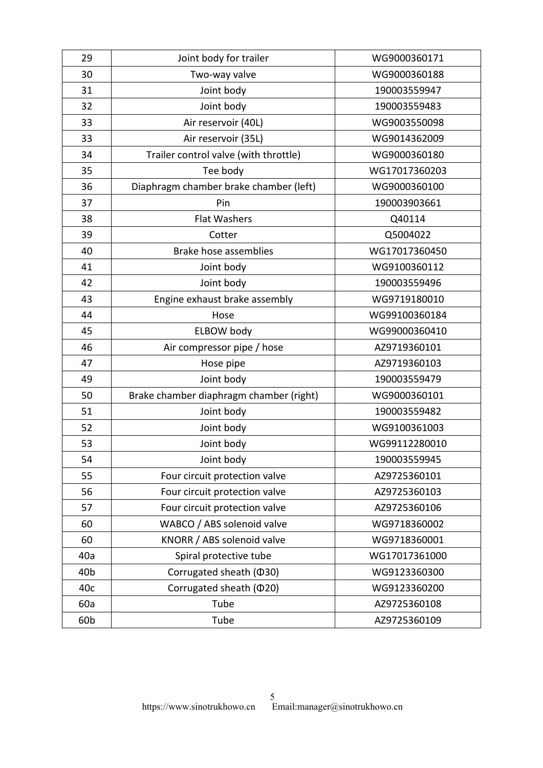| 29 | Joint body for trailer | WG9000360171 |
|---|---|---|
| 30 | Two-way valve | WG9000360188 |
| 31 | Joint body | 190003559947 |
| 32 | Joint body | 190003559483 |
| 33 | Air reservoir (40L) | WG9003550098 |
| 33 | Air reservoir (35L) | WG9014362009 |
| 34 | Trailer control valve (with throttle) | WG9000360180 |
| 35 | Tee body | WG17017360203 |
| 36 | Diaphragm chamber brake chamber (left) | WG9000360100 |
| 37 | Pin | 190003903661 |
| 38 | Flat Washers | Q40114 |
| 39 | Cotter | Q5004022 |
| 40 | Brake hose assemblies | WG17017360450 |
| 41 | Joint body | WG9100360112 |
| 42 | Joint body | 190003559496 |
| 43 | Engine exhaust brake assembly | WG9719180010 |
| 44 | Hose | WG99100360184 |
| 45 | ELBOW body | WG99000360410 |
| 46 | Air compressor pipe / hose | AZ9719360101 |
| 47 | Hose pipe | AZ9719360103 |
| 49 | Joint body | 190003559479 |
| 50 | Brake chamber diaphragm chamber (right) | WG9000360101 |
| 51 | Joint body | 190003559482 |
| 52 | Joint body | WG9100361003 |
| 53 | Joint body | WG99112280010 |
| 54 | Joint body | 190003559945 |
| 55 | Four circuit protection valve | AZ9725360101 |
| 56 | Four circuit protection valve | AZ9725360103 |
| 57 | Four circuit protection valve | AZ9725360106 |
| 60 | WABCO / ABS solenoid valve | WG9718360002 |
| 60 | KNORR / ABS solenoid valve | WG9718360001 |
| 40a | Spiral protective tube | WG17017361000 |
| 40b | Corrugated sheath (Φ30) | WG9123360300 |
| 40c | Corrugated sheath (Φ20) | WG9123360200 |
| 60a | Tube | AZ9725360108 |
| 60b | Tube | AZ9725360109 |

https://www.sinotrukhowo.cn Email:manager@sinotrukhowo.cn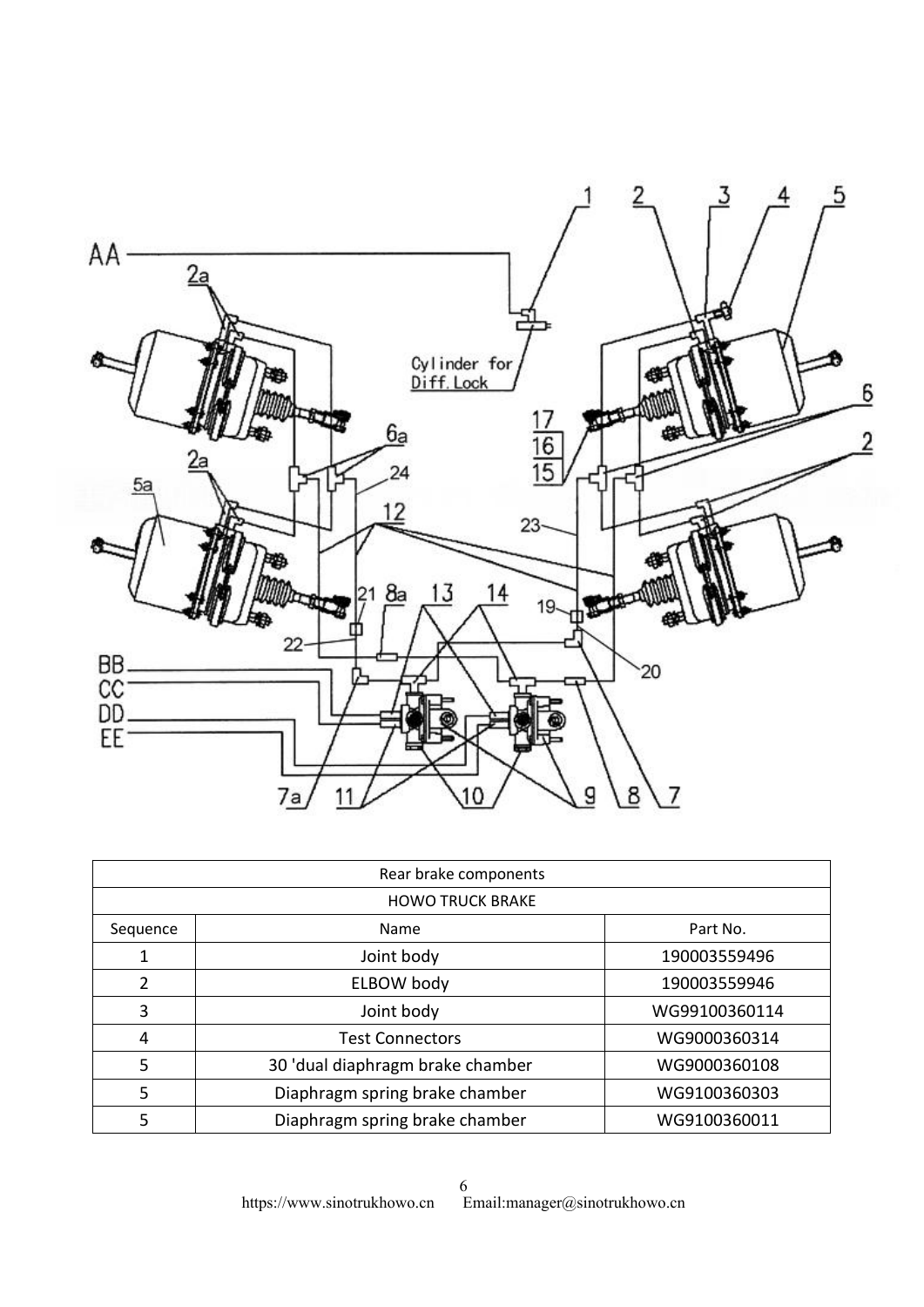AA

1

2

3

4

5

2a

Cylinder for Diff.Lock

6

6a

24

2a

5a

17

16

15

2

12

23

21

8a

13

14

19

22

20

BB

CC

DD

EE

7a

11

10

9

8

7

| Rear brake components | | |
|---|---|---|
| HOWO TRUCK BRAKE | | |
| Sequence | Name | Part No. |
| 1 | Joint body | 190003559496 |
| 2 | ELBOW body | 190003559946 |
| 3 | Joint body | WG99100360114 |
| 4 | Test Connectors | WG9000360314 |
| 5 | 30 'dual diaphragm brake chamber | WG9000360108 |
| 5 | Diaphragm spring brake chamber | WG9100360303 |
| 5 | Diaphragm spring brake chamber | WG9100360011 |

https://www.sinotrukhowo.cn Email:manager@sinotrukhowo.cn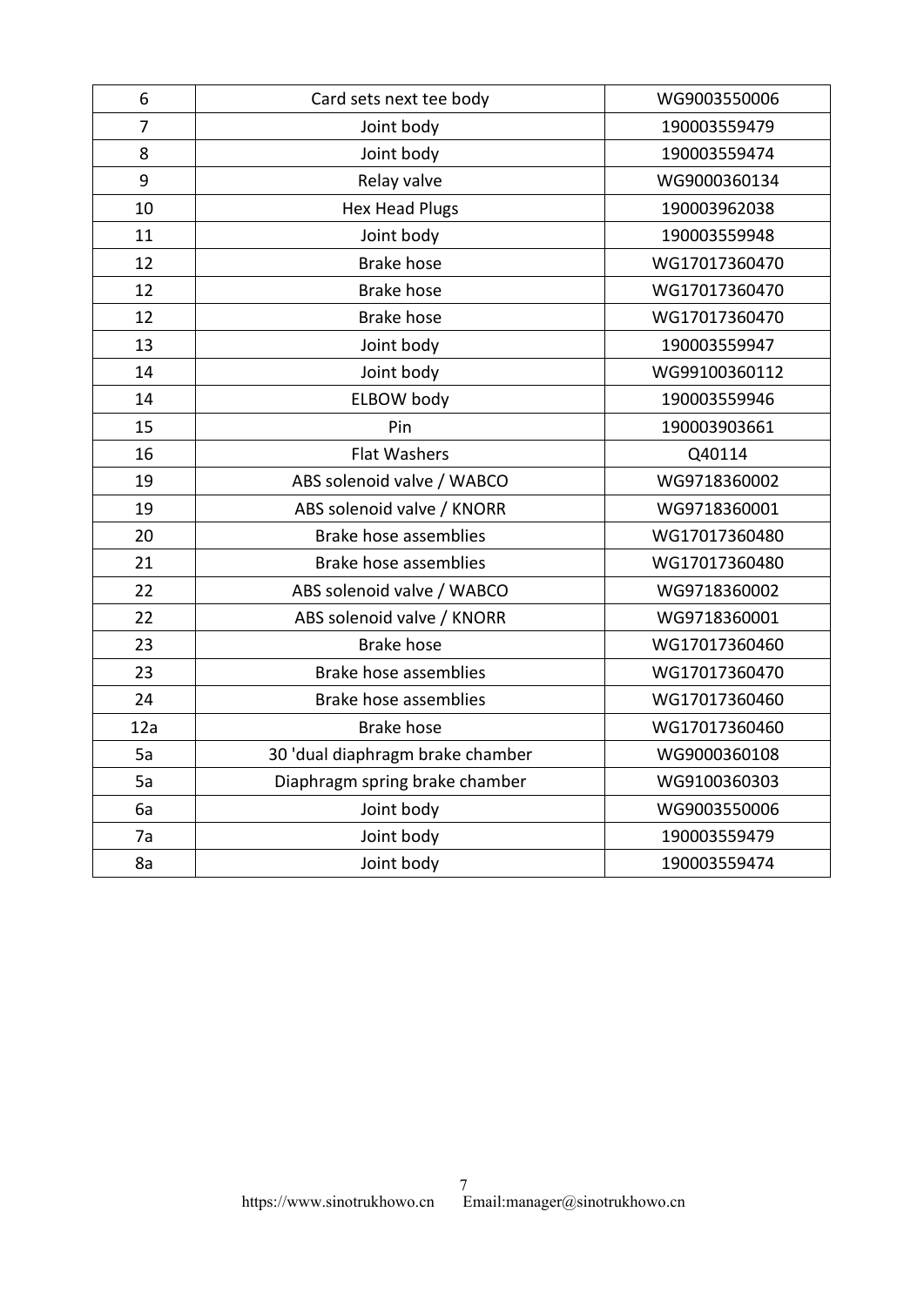| | | |
|---|---|---|
| 6 | Card sets next tee body | WG9003550006 |
| 7 | Joint body | 190003559479 |
| 8 | Joint body | 190003559474 |
| 9 | Relay valve | WG9000360134 |
| 10 | Hex Head Plugs | 190003962038 |
| 11 | Joint body | 190003559948 |
| 12 | Brake hose | WG17017360470 |
| 12 | Brake hose | WG17017360470 |
| 12 | Brake hose | WG17017360470 |
| 13 | Joint body | 190003559947 |
| 14 | Joint body | WG99100360112 |
| 14 | ELBOW body | 190003559946 |
| 15 | Pin | 190003903661 |
| 16 | Flat Washers | Q40114 |
| 19 | ABS solenoid valve / WABCO | WG9718360002 |
| 19 | ABS solenoid valve / KNORR | WG9718360001 |
| 20 | Brake hose assemblies | WG17017360480 |
| 21 | Brake hose assemblies | WG17017360480 |
| 22 | ABS solenoid valve / WABCO | WG9718360002 |
| 22 | ABS solenoid valve / KNORR | WG9718360001 |
| 23 | Brake hose | WG17017360460 |
| 23 | Brake hose assemblies | WG17017360470 |
| 24 | Brake hose assemblies | WG17017360460 |
| 12a | Brake hose | WG17017360460 |
| 5a | 30 'dual diaphragm brake chamber | WG9000360108 |
| 5a | Diaphragm spring brake chamber | WG9100360303 |
| 6a | Joint body | WG9003550006 |
| 7a | Joint body | 190003559479 |
| 8a | Joint body | 190003559474 |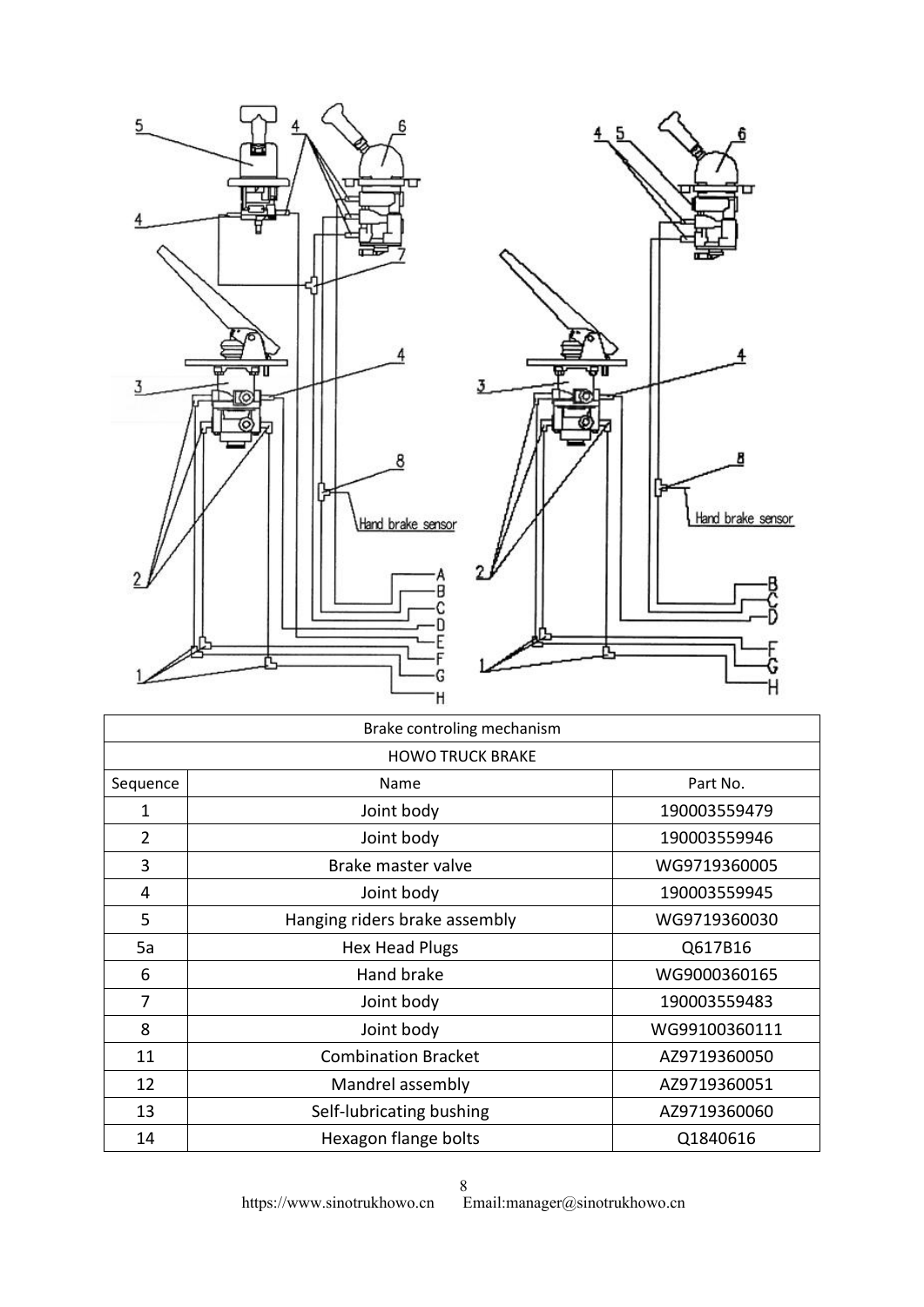5

4

4

6

7

4

3

8

Hand brake sensor

2

A
B
C
D
E
F
G
H

1

4 5

6

4

3

8

Hand brake sensor

2

B
C
D
F
G
H

1

| Brake controling mechanism | | |
|---|---|---|
| HOWO TRUCK BRAKE | | |
| Sequence | Name | Part No. |
| 1 | Joint body | 190003559479 |
| 2 | Joint body | 190003559946 |
| 3 | Brake master valve | WG9719360005 |
| 4 | Joint body | 190003559945 |
| 5 | Hanging riders brake assembly | WG9719360030 |
| 5a | Hex Head Plugs | Q617B16 |
| 6 | Hand brake | WG9000360165 |
| 7 | Joint body | 190003559483 |
| 8 | Joint body | WG99100360111 |
| 11 | Combination Bracket | AZ9719360050 |
| 12 | Mandrel assembly | AZ9719360051 |
| 13 | Self-lubricating bushing | AZ9719360060 |
| 14 | Hexagon flange bolts | Q1840616 |

https://www.sinotrukhowo.cn Email:manager@sinotrukhowo.cn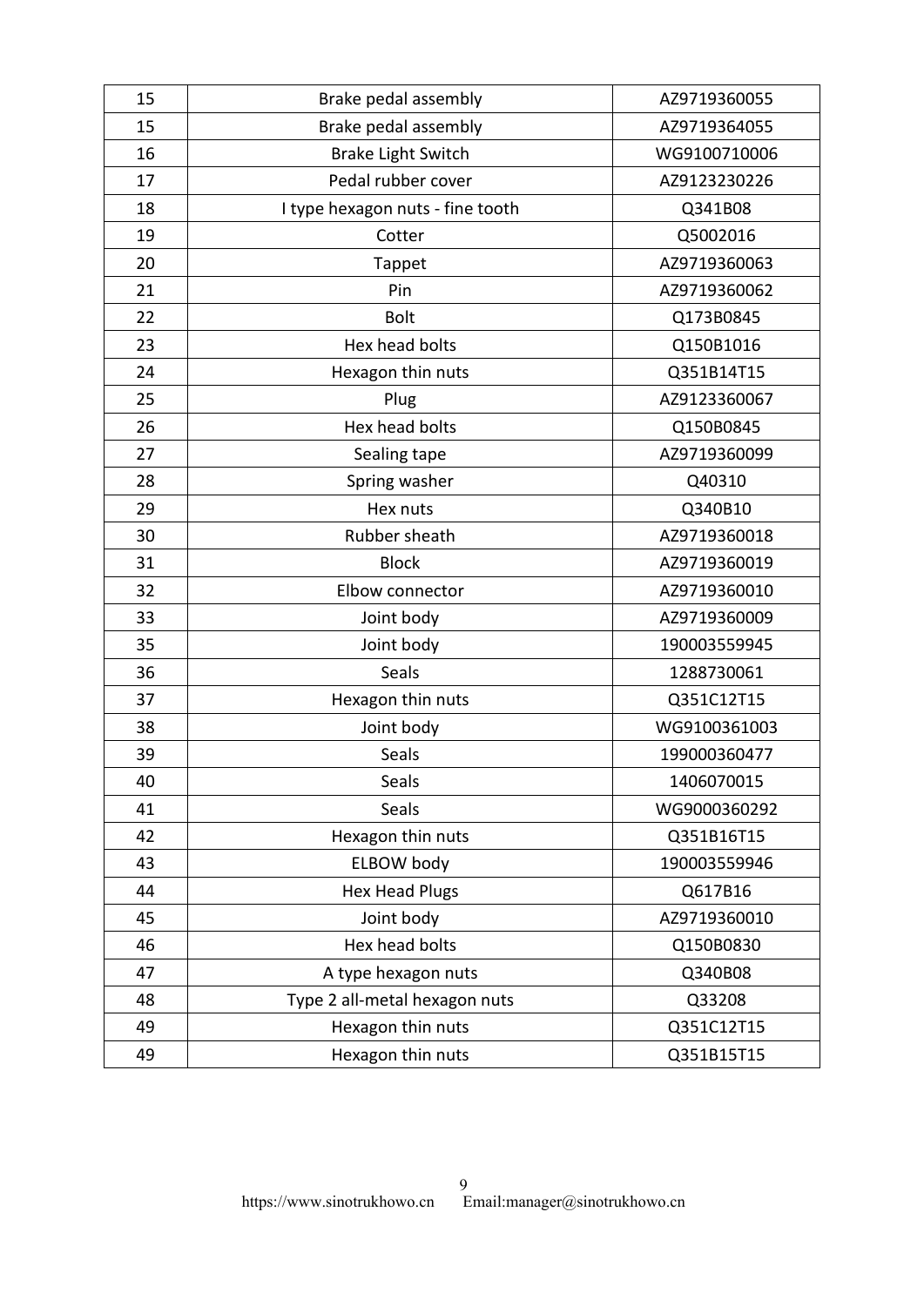| | | |
|---|---|---|
| 15 | Brake pedal assembly | AZ9719360055 |
| 15 | Brake pedal assembly | AZ9719364055 |
| 16 | Brake Light Switch | WG9100710006 |
| 17 | Pedal rubber cover | AZ9123230226 |
| 18 | I type hexagon nuts - fine tooth | Q341B08 |
| 19 | Cotter | Q5002016 |
| 20 | Tappet | AZ9719360063 |
| 21 | Pin | AZ9719360062 |
| 22 | Bolt | Q173B0845 |
| 23 | Hex head bolts | Q150B1016 |
| 24 | Hexagon thin nuts | Q351B14T15 |
| 25 | Plug | AZ9123360067 |
| 26 | Hex head bolts | Q150B0845 |
| 27 | Sealing tape | AZ9719360099 |
| 28 | Spring washer | Q40310 |
| 29 | Hex nuts | Q340B10 |
| 30 | Rubber sheath | AZ9719360018 |
| 31 | Block | AZ9719360019 |
| 32 | Elbow connector | AZ9719360010 |
| 33 | Joint body | AZ9719360009 |
| 35 | Joint body | 190003559945 |
| 36 | Seals | 1288730061 |
| 37 | Hexagon thin nuts | Q351C12T15 |
| 38 | Joint body | WG9100361003 |
| 39 | Seals | 199000360477 |
| 40 | Seals | 1406070015 |
| 41 | Seals | WG9000360292 |
| 42 | Hexagon thin nuts | Q351B16T15 |
| 43 | ELBOW body | 190003559946 |
| 44 | Hex Head Plugs | Q617B16 |
| 45 | Joint body | AZ9719360010 |
| 46 | Hex head bolts | Q150B0830 |
| 47 | A type hexagon nuts | Q340B08 |
| 48 | Type 2 all-metal hexagon nuts | Q33208 |
| 49 | Hexagon thin nuts | Q351C12T15 |
| 49 | Hexagon thin nuts | Q351B15T15 |

https://www.sinotrukhowo.cn Email:manager@sinotrukhowo.cn